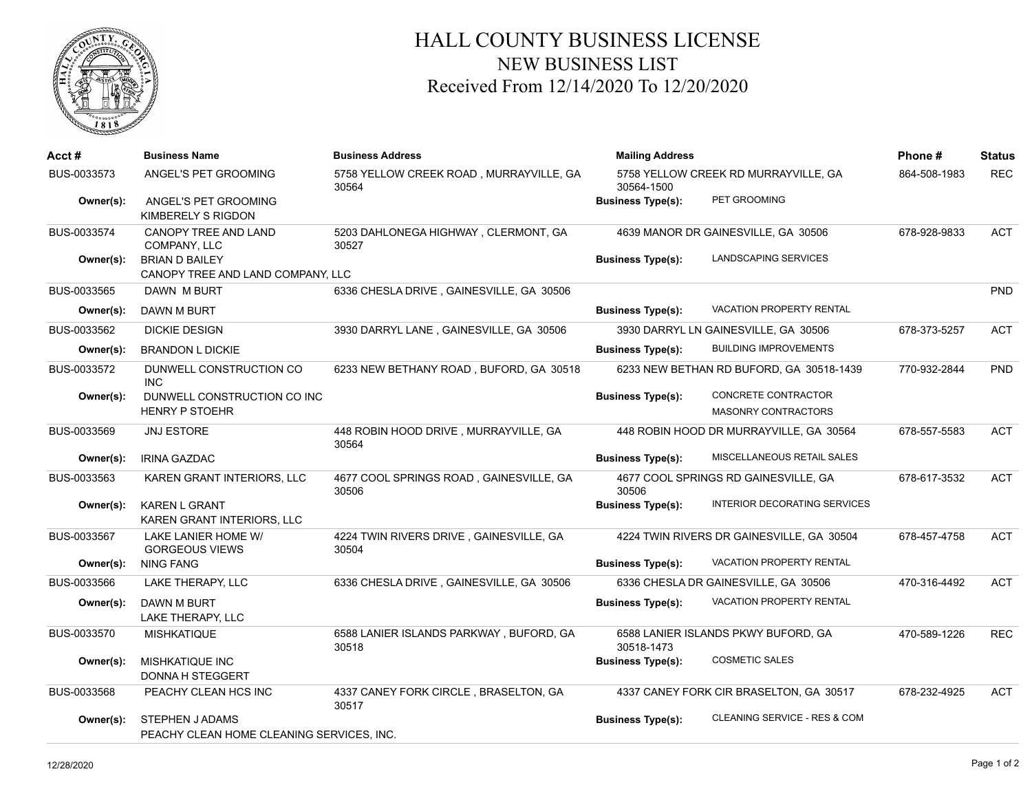# HALL COUNTY BUSINESS LICENSE

## NEW BUSINESS LIST

### Received From 12/14/2020 To 12/20/2020

| Acct # | Business Name | Business Address | Mailing Address | | Phone # | Status |
|---|---|---|---|---|---|---|
| BUS-0033573 | ANGEL'S PET GROOMING | 5758 YELLOW CREEK ROAD , MURRAYVILLE, GA 30564 | 5758 YELLOW CREEK RD MURRAYVILLE, GA 30564-1500 | | 864-508-1983 | REC |
| **Owner(s):** | ANGEL'S PET GROOMING<br>KIMBERELY S RIGDON | | **Business Type(s):** | PET GROOMING | | |
| BUS-0033574 | CANOPY TREE AND LAND COMPANY, LLC | 5203 DAHLONEGA HIGHWAY , CLERMONT, GA 30527 | 4639 MANOR DR GAINESVILLE, GA 30506 | | 678-928-9833 | ACT |
| **Owner(s):** | BRIAN D BAILEY<br>CANOPY TREE AND LAND COMPANY, LLC | | **Business Type(s):** | LANDSCAPING SERVICES | | |
| BUS-0033565 | DAWN M BURT | 6336 CHESLA DRIVE , GAINESVILLE, GA 30506 | | | | PND |
| **Owner(s):** | DAWN M BURT | | **Business Type(s):** | VACATION PROPERTY RENTAL | | |
| BUS-0033562 | DICKIE DESIGN | 3930 DARRYL LANE , GAINESVILLE, GA 30506 | 3930 DARRYL LN GAINESVILLE, GA 30506 | | 678-373-5257 | ACT |
| **Owner(s):** | BRANDON L DICKIE | | **Business Type(s):** | BUILDING IMPROVEMENTS | | |
| BUS-0033572 | DUNWELL CONSTRUCTION CO INC | 6233 NEW BETHANY ROAD , BUFORD, GA 30518 | 6233 NEW BETHAN RD BUFORD, GA 30518-1439 | | 770-932-2844 | PND |
| **Owner(s):** | DUNWELL CONSTRUCTION CO INC<br>HENRY P STOEHR | | **Business Type(s):** | CONCRETE CONTRACTOR<br>MASONRY CONTRACTORS | | |
| BUS-0033569 | JNJ ESTORE | 448 ROBIN HOOD DRIVE , MURRAYVILLE, GA 30564 | 448 ROBIN HOOD DR MURRAYVILLE, GA 30564 | | 678-557-5583 | ACT |
| **Owner(s):** | IRINA GAZDAC | | **Business Type(s):** | MISCELLANEOUS RETAIL SALES | | |
| BUS-0033563 | KAREN GRANT INTERIORS, LLC | 4677 COOL SPRINGS ROAD , GAINESVILLE, GA 30506 | 4677 COOL SPRINGS RD GAINESVILLE, GA 30506 | | 678-617-3532 | ACT |
| **Owner(s):** | KAREN L GRANT<br>KAREN GRANT INTERIORS, LLC | | **Business Type(s):** | INTERIOR DECORATING SERVICES | | |
| BUS-0033567 | LAKE LANIER HOME W/ GORGEOUS VIEWS | 4224 TWIN RIVERS DRIVE , GAINESVILLE, GA 30504 | 4224 TWIN RIVERS DR GAINESVILLE, GA 30504 | | 678-457-4758 | ACT |
| **Owner(s):** | NING FANG | | **Business Type(s):** | VACATION PROPERTY RENTAL | | |
| BUS-0033566 | LAKE THERAPY, LLC | 6336 CHESLA DRIVE , GAINESVILLE, GA 30506 | 6336 CHESLA DR GAINESVILLE, GA 30506 | | 470-316-4492 | ACT |
| **Owner(s):** | DAWN M BURT<br>LAKE THERAPY, LLC | | **Business Type(s):** | VACATION PROPERTY RENTAL | | |
| BUS-0033570 | MISHKATIQUE | 6588 LANIER ISLANDS PARKWAY , BUFORD, GA 30518 | 6588 LANIER ISLANDS PKWY BUFORD, GA 30518-1473 | | 470-589-1226 | REC |
| **Owner(s):** | MISHKATIQUE INC<br>DONNA H STEGGERT | | **Business Type(s):** | COSMETIC SALES | | |
| BUS-0033568 | PEACHY CLEAN HCS INC | 4337 CANEY FORK CIRCLE , BRASELTON, GA 30517 | 4337 CANEY FORK CIR BRASELTON, GA 30517 | | 678-232-4925 | ACT |
| **Owner(s):** | STEPHEN J ADAMS<br>PEACHY CLEAN HOME CLEANING SERVICES, INC. | | **Business Type(s):** | CLEANING SERVICE - RES & COM | | |

12/28/2020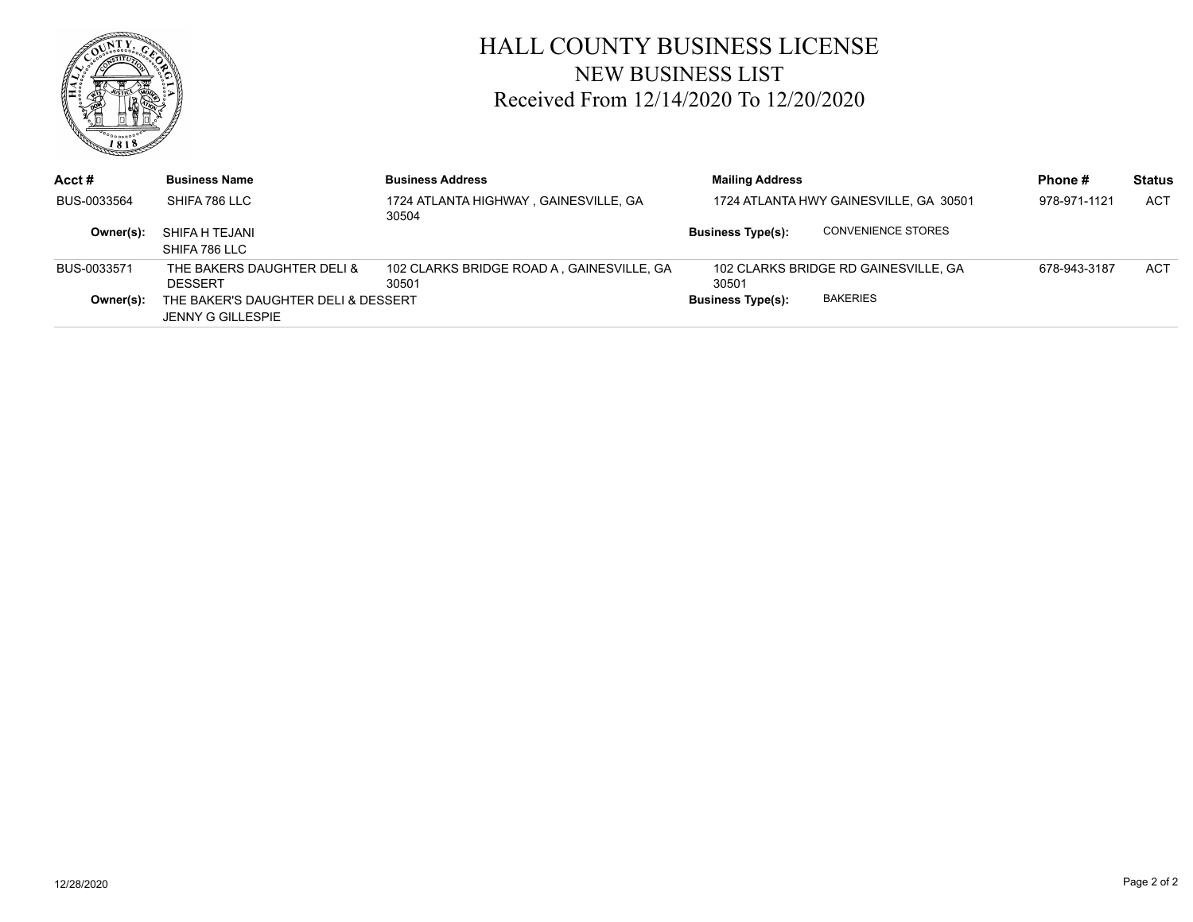# HALL COUNTY BUSINESS LICENSE

## NEW BUSINESS LIST

## Received From 12/14/2020 To 12/20/2020

| Acct # | Business Name | Business Address | Mailing Address | | Phone # | Status |
|---|---|---|---|---|---|---|
| BUS-0033564 | SHIFA 786 LLC | 1724 ATLANTA HIGHWAY , GAINESVILLE, GA 30504 | 1724 ATLANTA HWY GAINESVILLE, GA 30501 | | 978-971-1121 | ACT |
| **Owner(s):** | SHIFA H TEJANI<br>SHIFA 786 LLC | | **Business Type(s):** | CONVENIENCE STORES | | |
| BUS-0033571 | THE BAKERS DAUGHTER DELI & DESSERT | 102 CLARKS BRIDGE ROAD A , GAINESVILLE, GA 30501 | 102 CLARKS BRIDGE RD GAINESVILLE, GA 30501 | | 678-943-3187 | ACT |
| **Owner(s):** | THE BAKER'S DAUGHTER DELI & DESSERT<br>JENNY G GILLESPIE | | **Business Type(s):** | BAKERIES | | |

12/28/2020